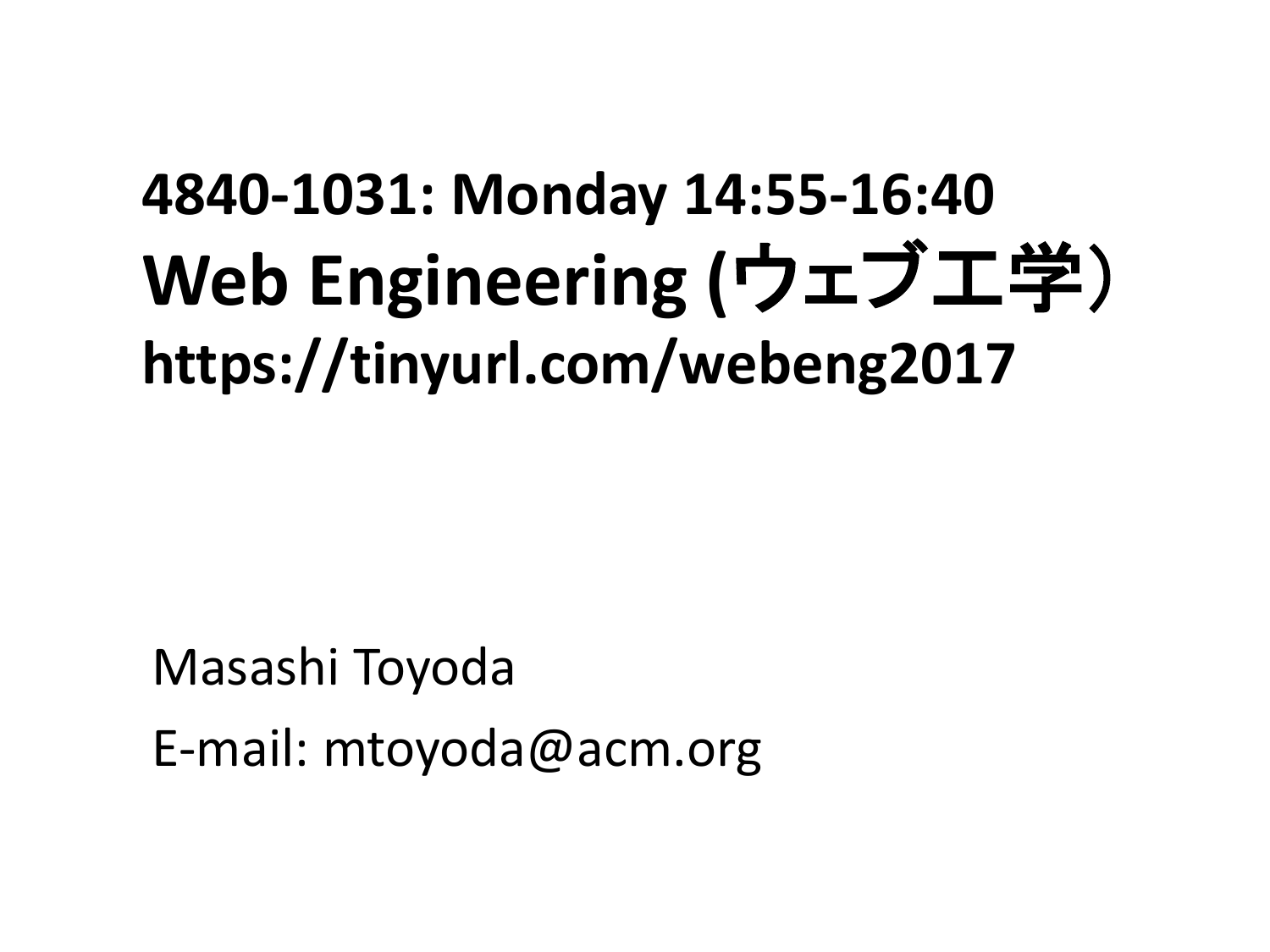**4840-1031: Monday 14:55-16:40**

# Web Engineering (ウェブ工学）

**https://tinyurl.com/webeng2017**

Masashi Toyoda

E-mail: mtoyoda@acm.org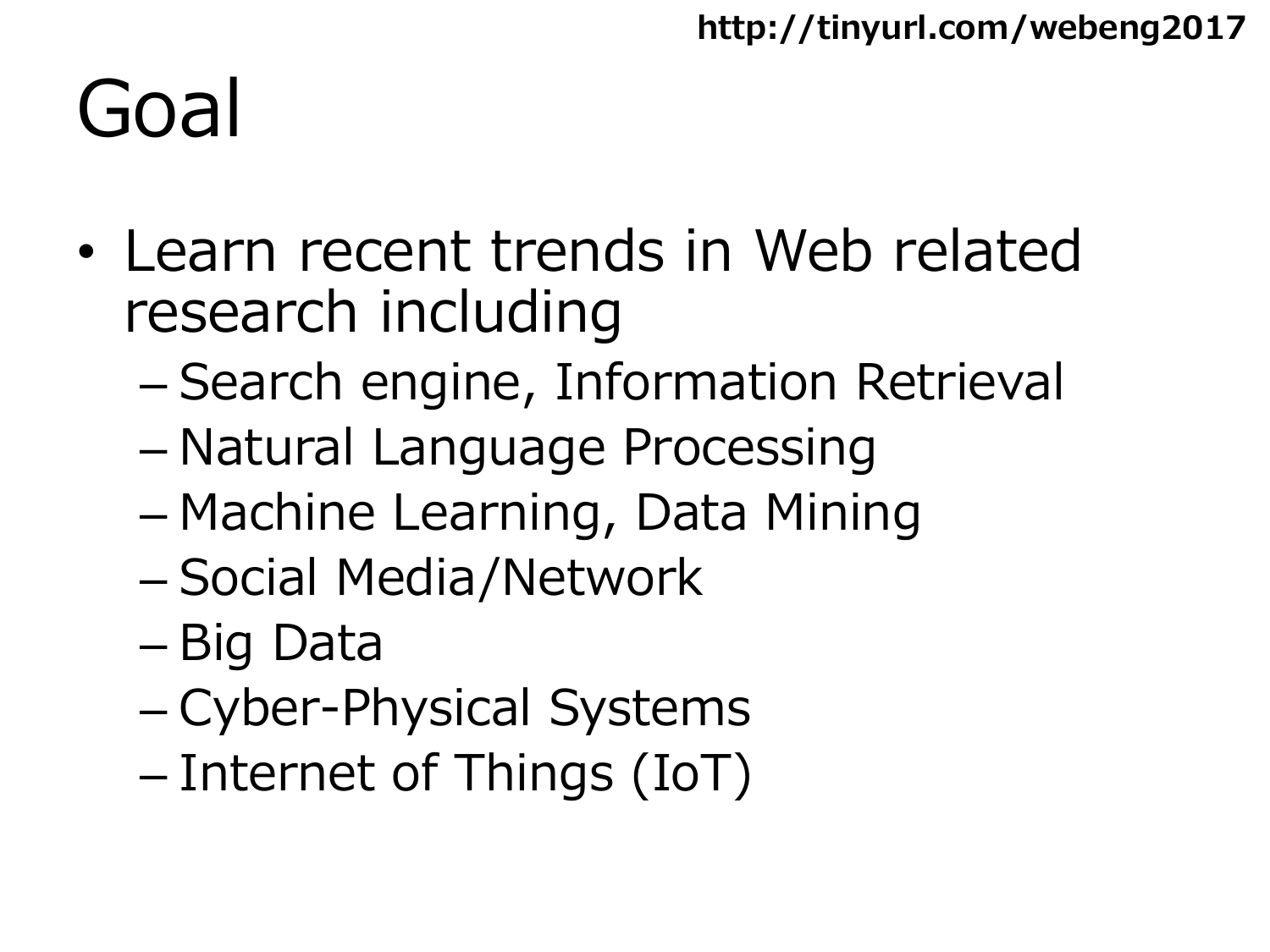# Goal

- Learn recent trends in Web related research including
  - Search engine, Information Retrieval
  - Natural Language Processing
  - Machine Learning, Data Mining
  - Social Media/Network
  - Big Data
  - Cyber-Physical Systems
  - Internet of Things (IoT)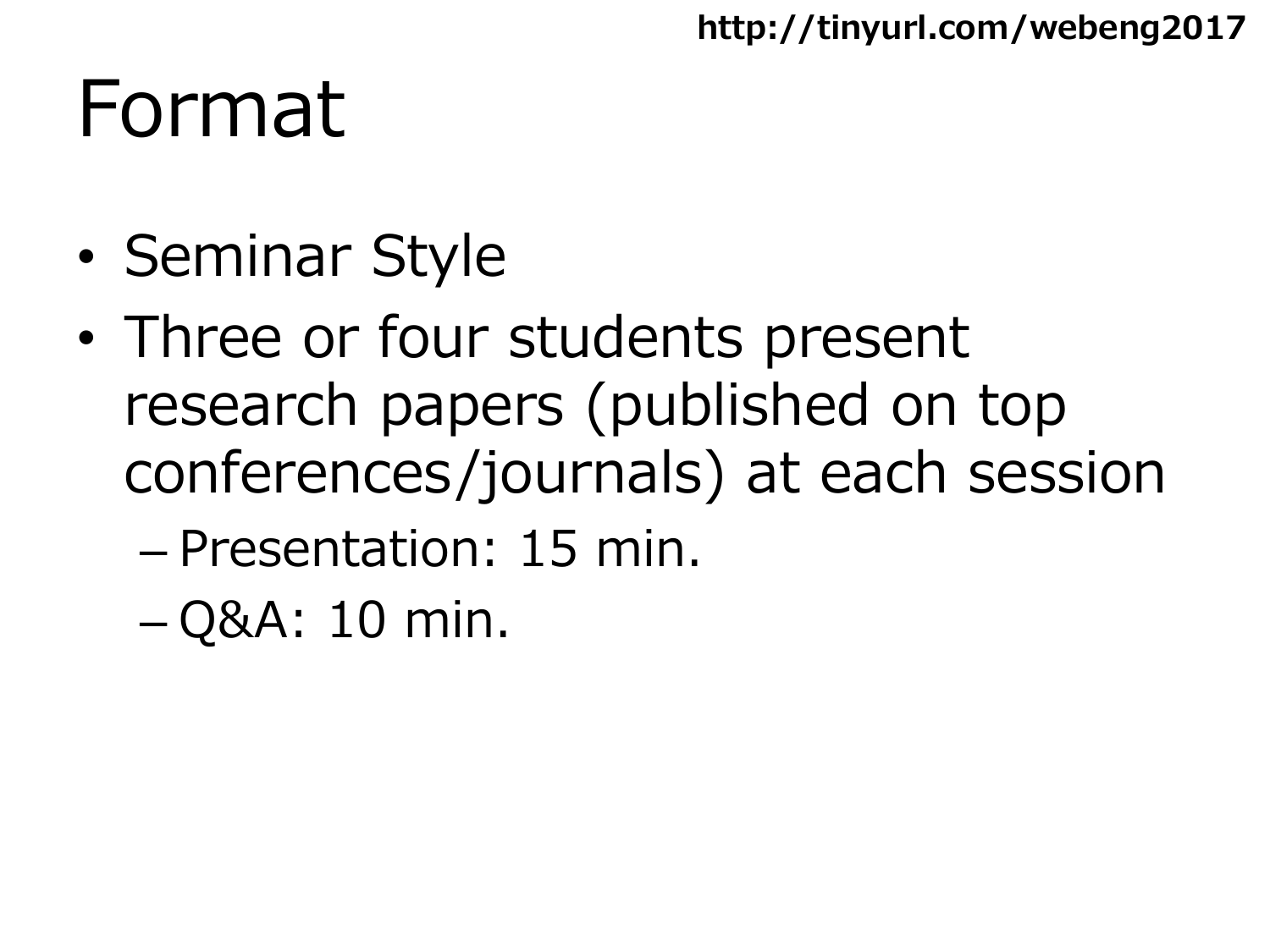# Format

- Seminar Style
- Three or four students present research papers (published on top conferences/journals) at each session
  - Presentation: 15 min.
  - Q&A: 10 min.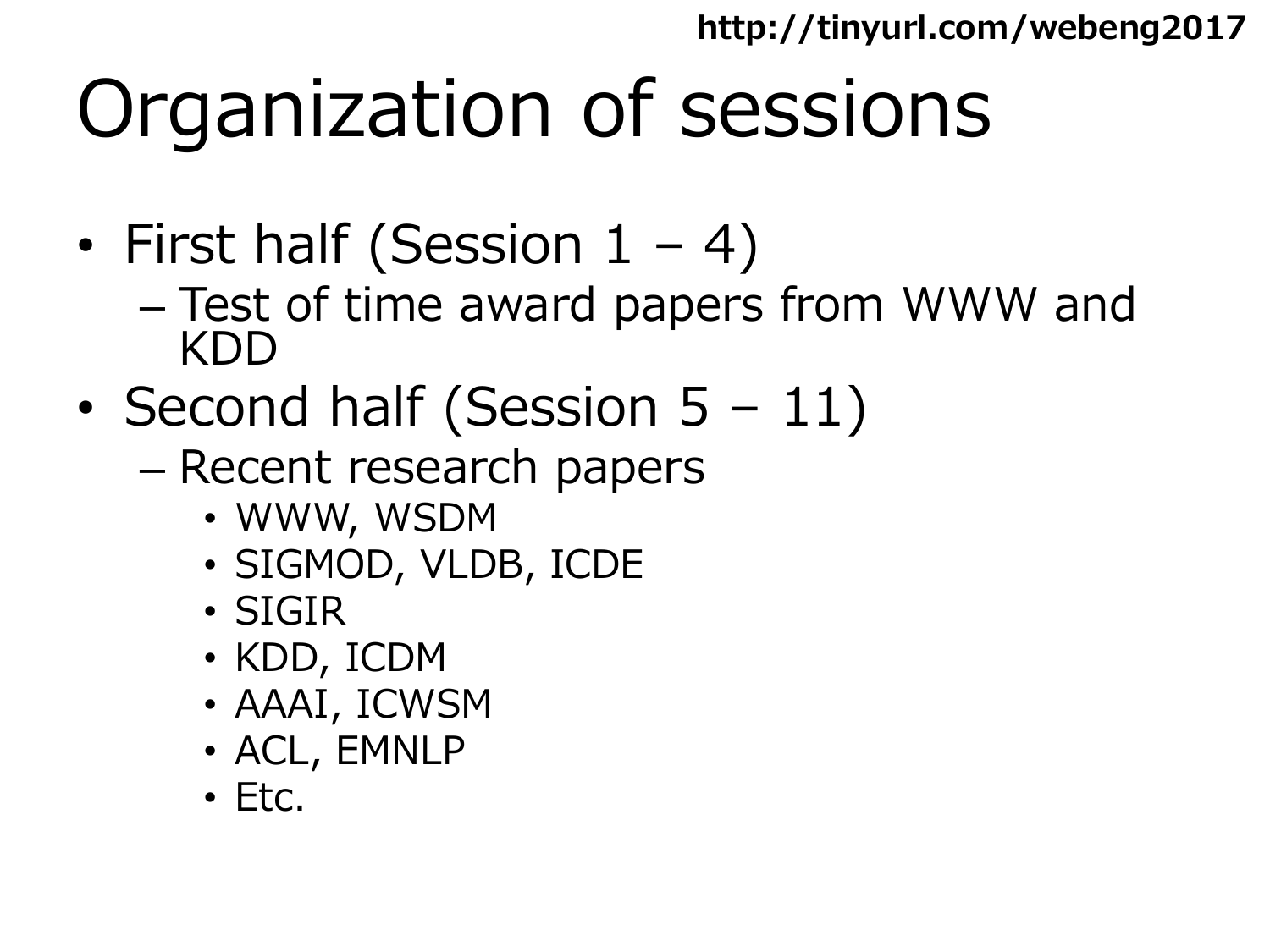# Organization of sessions

- First half (Session 1 – 4)
  - Test of time award papers from WWW and KDD
- Second half (Session 5 – 11)
  - Recent research papers
    - WWW, WSDM
    - SIGMOD, VLDB, ICDE
    - SIGIR
    - KDD, ICDM
    - AAAI, ICWSM
    - ACL, EMNLP
    - Etc.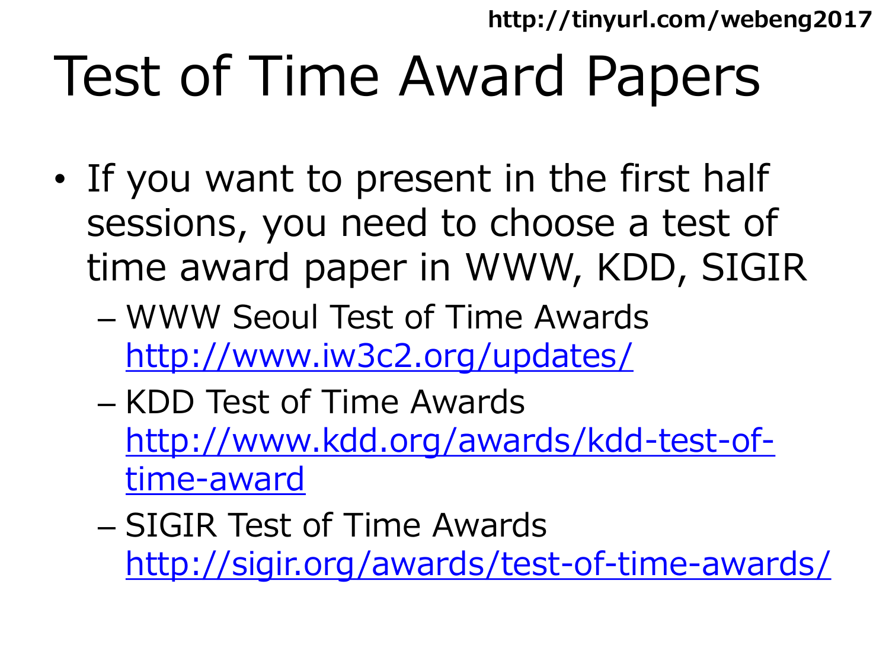# Test of Time Award Papers

- If you want to present in the first half sessions, you need to choose a test of time award paper in WWW, KDD, SIGIR
  - WWW Seoul Test of Time Awards http://www.iw3c2.org/updates/
  - KDD Test of Time Awards http://www.kdd.org/awards/kdd-test-of-time-award
  - SIGIR Test of Time Awards http://sigir.org/awards/test-of-time-awards/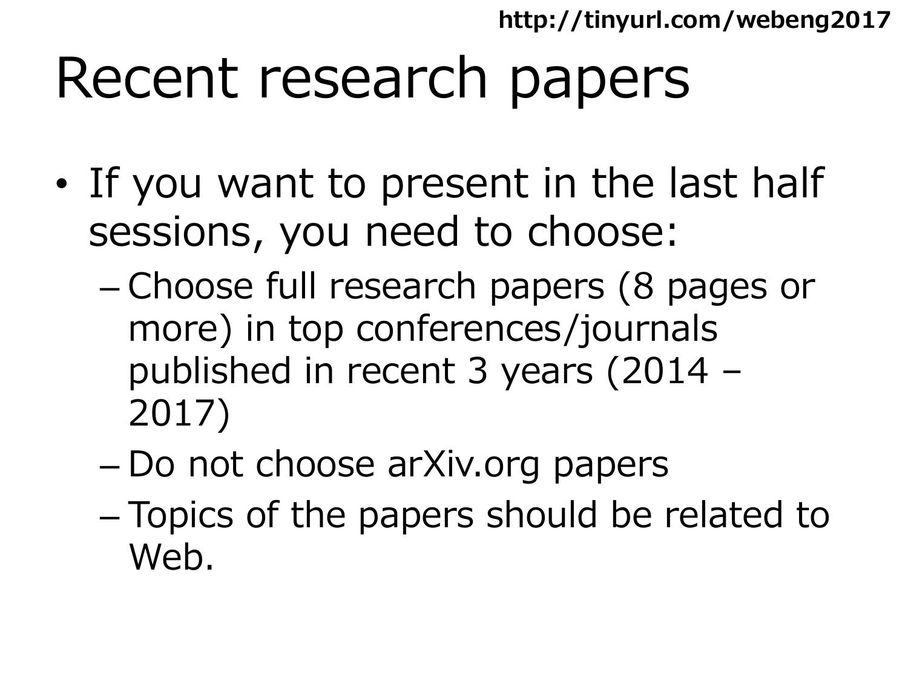# Recent research papers

- If you want to present in the last half sessions, you need to choose:
  - Choose full research papers (8 pages or more) in top conferences/journals published in recent 3 years (2014 – 2017)
  - Do not choose arXiv.org papers
  - Topics of the papers should be related to Web.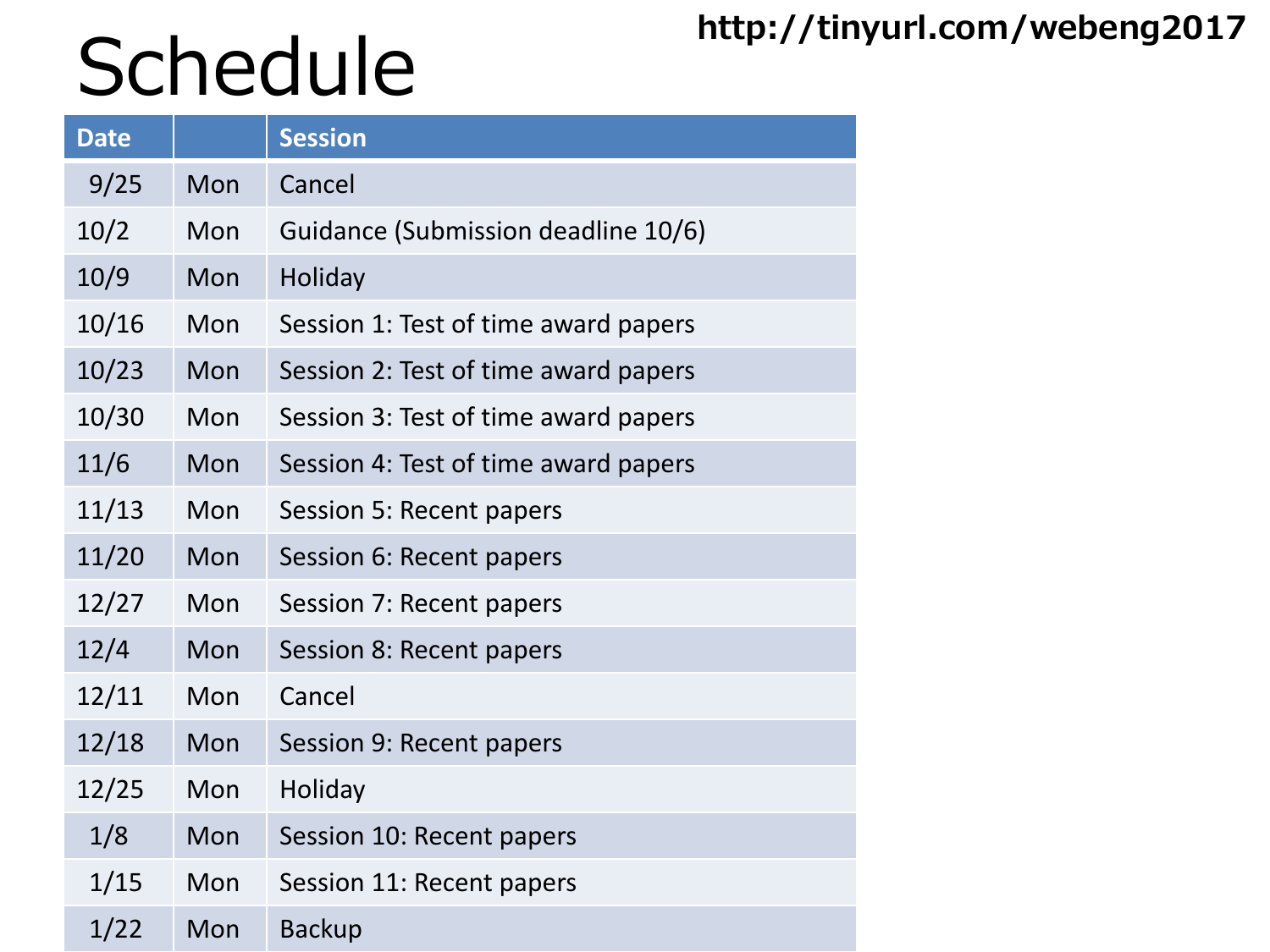# Schedule

http://tinyurl.com/webeng2017

| Date | | Session |
|---|---|---|
| 9/25 | Mon | Cancel |
| 10/2 | Mon | Guidance (Submission deadline 10/6) |
| 10/9 | Mon | Holiday |
| 10/16 | Mon | Session 1: Test of time award papers |
| 10/23 | Mon | Session 2: Test of time award papers |
| 10/30 | Mon | Session 3: Test of time award papers |
| 11/6 | Mon | Session 4: Test of time award papers |
| 11/13 | Mon | Session 5: Recent papers |
| 11/20 | Mon | Session 6: Recent papers |
| 12/27 | Mon | Session 7: Recent papers |
| 12/4 | Mon | Session 8: Recent papers |
| 12/11 | Mon | Cancel |
| 12/18 | Mon | Session 9: Recent papers |
| 12/25 | Mon | Holiday |
| 1/8 | Mon | Session 10: Recent papers |
| 1/15 | Mon | Session 11: Recent papers |
| 1/22 | Mon | Backup |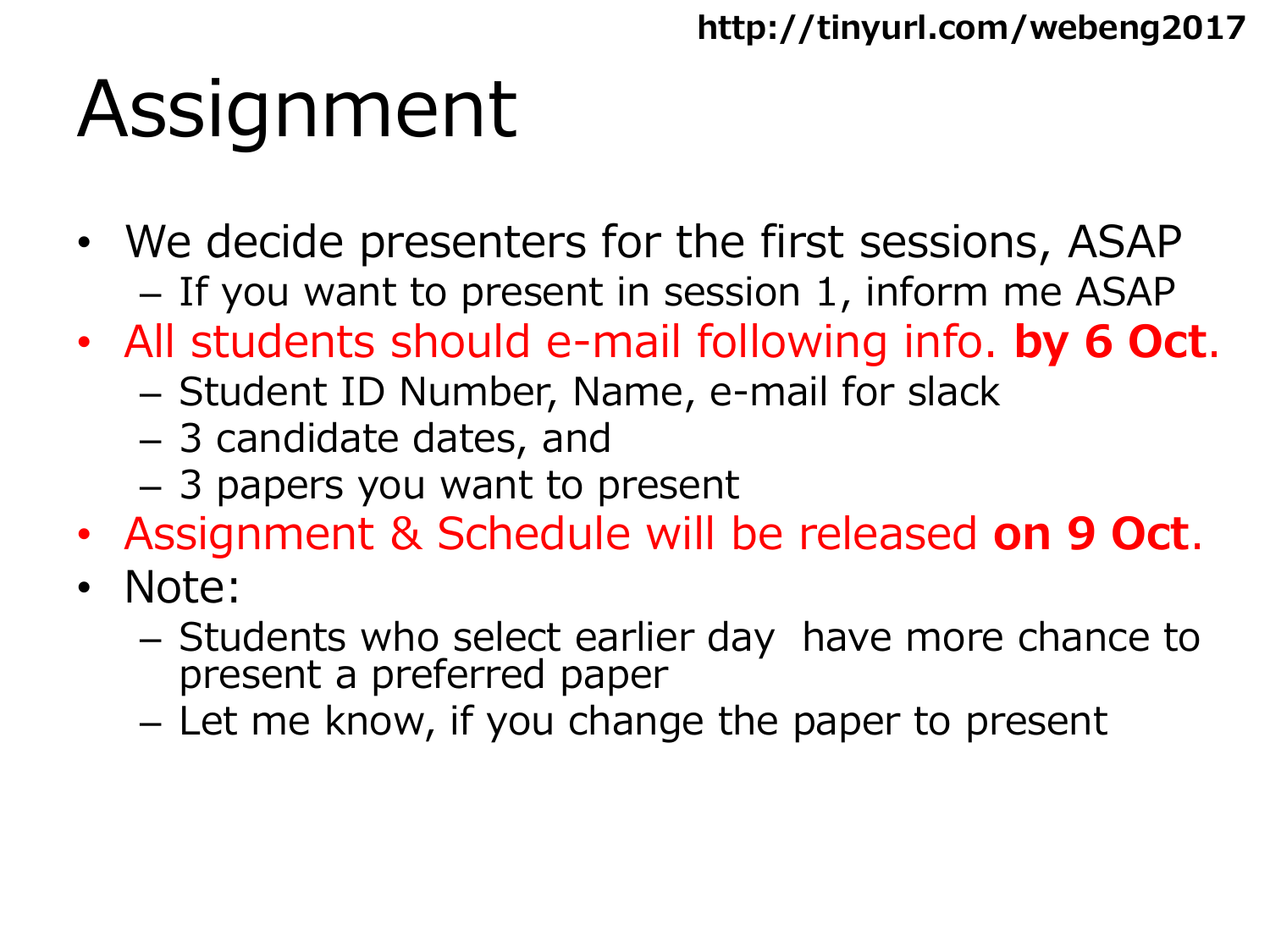http://tinyurl.com/webeng2017

# Assignment

- We decide presenters for the first sessions, ASAP
  - If you want to present in session 1, inform me ASAP
- All students should e-mail following info. **by 6 Oct**.
  - Student ID Number, Name, e-mail for slack
  - 3 candidate dates, and
  - 3 papers you want to present
- Assignment & Schedule will be released **on 9 Oct**.
- Note:
  - Students who select earlier day have more chance to present a preferred paper
  - Let me know, if you change the paper to present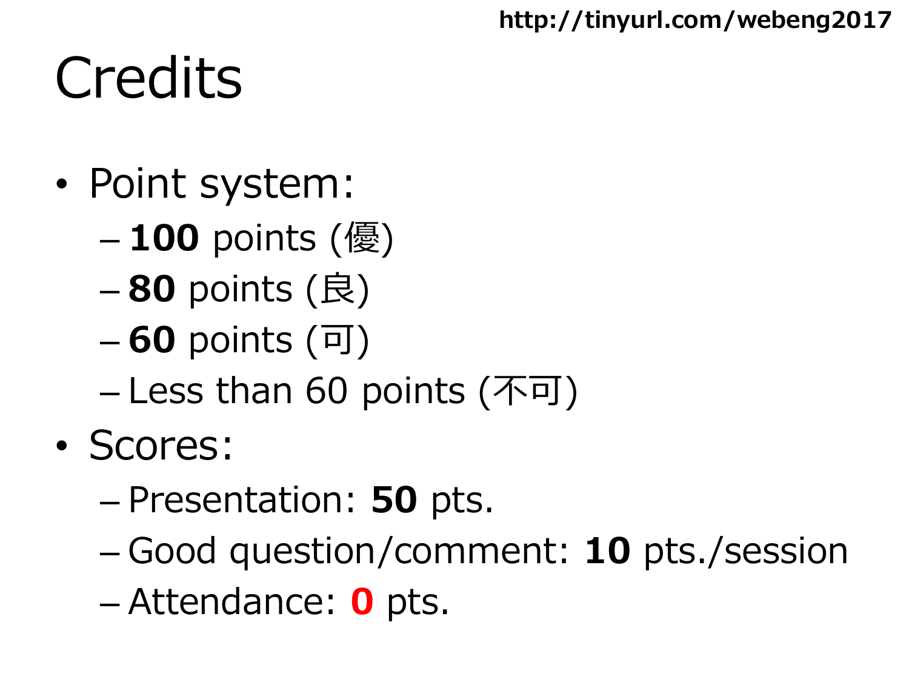# Credits

- Point system:
  - **100** points (優)
  - **80** points (良)
  - **60** points (可)
  - Less than 60 points (不可)
- Scores:
  - Presentation: **50** pts.
  - Good question/comment: **10** pts./session
  - Attendance: **0** pts.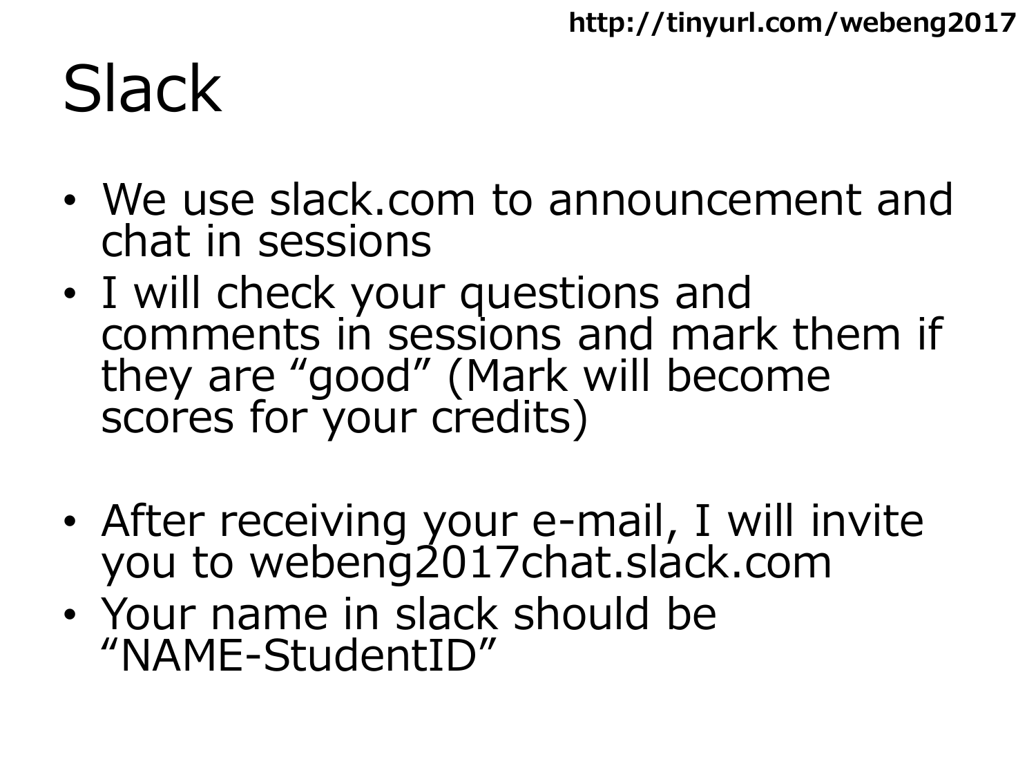# Slack

- We use slack.com to announcement and chat in sessions
- I will check your questions and comments in sessions and mark them if they are "good" (Mark will become scores for your credits)

- After receiving your e-mail, I will invite you to webeng2017chat.slack.com
- Your name in slack should be "NAME-StudentID"